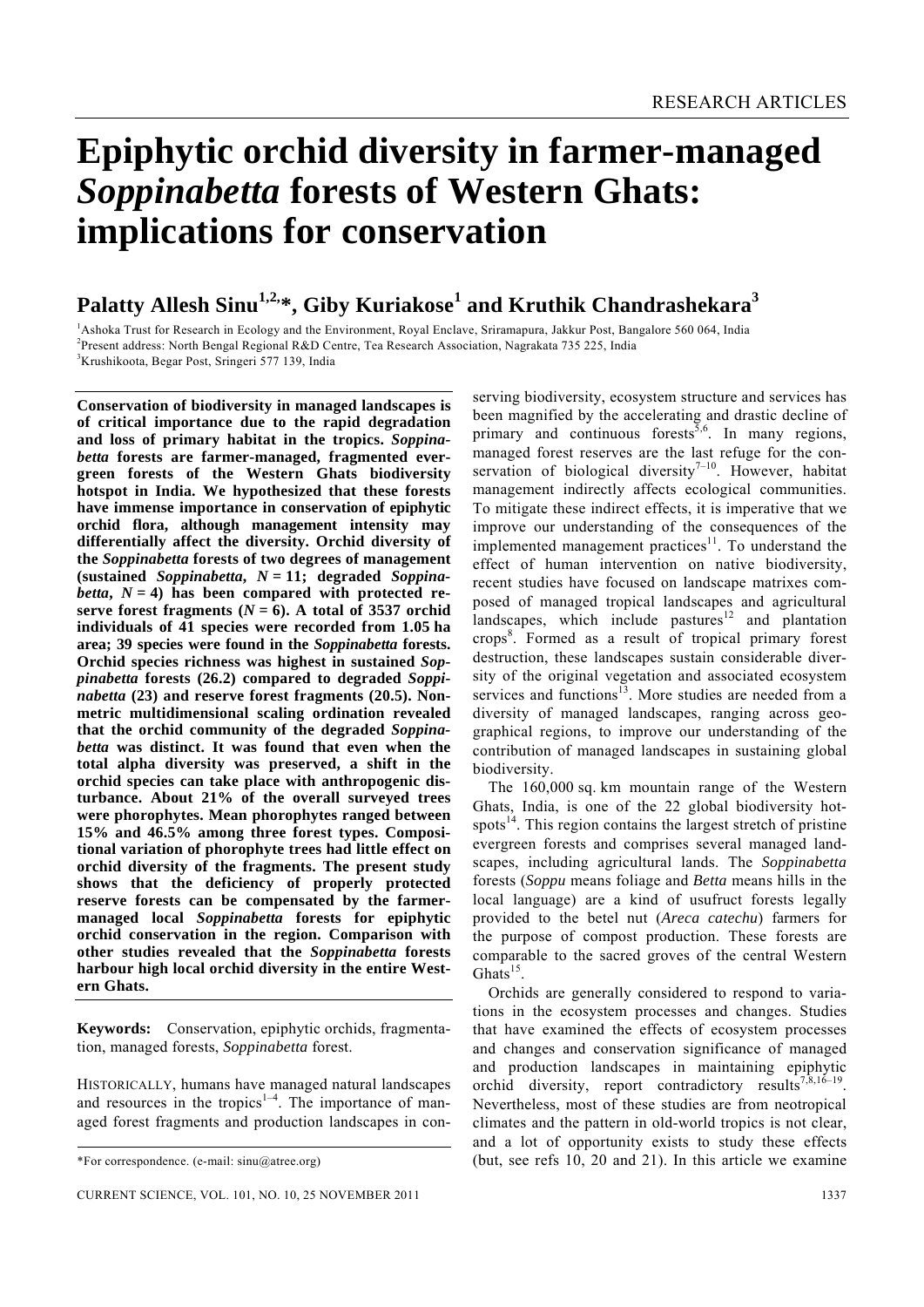# Epiphytic orchid diversity in farmer-managed *Soppinabetta* forests of Western Ghats: implications for conservation

**Palatty Allesh Sinu[1,2,*], Giby Kuriakose[1] and Kruthik Chandrashekara[3]**

[1]Ashoka Trust for Research in Ecology and the Environment, Royal Enclave, Sriramapura, Jakkur Post, Bangalore 560 064, India
[2]Present address: North Bengal Regional R&D Centre, Tea Research Association, Nagrakata 735 225, India
[3]Krushikoota, Begar Post, Sringeri 577 139, India

**Conservation of biodiversity in managed landscapes is of critical importance due to the rapid degradation and loss of primary habitat in the tropics. *Soppinabetta* forests are farmer-managed, fragmented evergreen forests of the Western Ghats biodiversity hotspot in India. We hypothesized that these forests have immense importance in conservation of epiphytic orchid flora, although management intensity may differentially affect the diversity. Orchid diversity of the *Soppinabetta* forests of two degrees of management (sustained *Soppinabetta*, *N* = 11; degraded *Soppinabetta*, *N* = 4) has been compared with protected reserve forest fragments (*N* = 6). A total of 3537 orchid individuals of 41 species were recorded from 1.05 ha area; 39 species were found in the *Soppinabetta* forests. Orchid species richness was highest in sustained *Soppinabetta* forests (26.2) compared to degraded *Soppinabetta* (23) and reserve forest fragments (20.5). Non-metric multidimensional scaling ordination revealed that the orchid community of the degraded *Soppinabetta* was distinct. It was found that even when the total alpha diversity was preserved, a shift in the orchid species can take place with anthropogenic disturbance. About 21% of the overall surveyed trees were phorophytes. Mean phorophytes ranged between 15% and 46.5% among three forest types. Compositional variation of phorophyte trees had little effect on orchid diversity of the fragments. The present study shows that the deficiency of properly protected reserve forests can be compensated by the farmer-managed local *Soppinabetta* forests for epiphytic orchid conservation in the region. Comparison with other studies revealed that the *Soppinabetta* forests harbour high local orchid diversity in the entire Western Ghats.**

**Keywords:** Conservation, epiphytic orchids, fragmentation, managed forests, *Soppinabetta* forest.

HISTORICALLY, humans have managed natural landscapes and resources in the tropics[1–4]. The importance of managed forest fragments and production landscapes in conserving biodiversity, ecosystem structure and services has been magnified by the accelerating and drastic decline of primary and continuous forests[5,6]. In many regions, managed forest reserves are the last refuge for the conservation of biological diversity[7–10]. However, habitat management indirectly affects ecological communities. To mitigate these indirect effects, it is imperative that we improve our understanding of the consequences of the implemented management practices[11]. To understand the effect of human intervention on native biodiversity, recent studies have focused on landscape matrixes composed of managed tropical landscapes and agricultural landscapes, which include pastures[12] and plantation crops[8]. Formed as a result of tropical primary forest destruction, these landscapes sustain considerable diversity of the original vegetation and associated ecosystem services and functions[13]. More studies are needed from a diversity of managed landscapes, ranging across geographical regions, to improve our understanding of the contribution of managed landscapes in sustaining global biodiversity.

The 160,000 sq. km mountain range of the Western Ghats, India, is one of the 22 global biodiversity hotspots[14]. This region contains the largest stretch of pristine evergreen forests and comprises several managed landscapes, including agricultural lands. The *Soppinabetta* forests (*Soppu* means foliage and *Betta* means hills in the local language) are a kind of usufruct forests legally provided to the betel nut (*Areca catechu*) farmers for the purpose of compost production. These forests are comparable to the sacred groves of the central Western Ghats[15].

Orchids are generally considered to respond to variations in the ecosystem processes and changes. Studies that have examined the effects of ecosystem processes and changes and conservation significance of managed and production landscapes in maintaining epiphytic orchid diversity, report contradictory results[7,8,16–19]. Nevertheless, most of these studies are from neotropical climates and the pattern in old-world tropics is not clear, and a lot of opportunity exists to study these effects (but, see refs 10, 20 and 21). In this article we examine

*For correspondence. (e-mail: sinu@atree.org)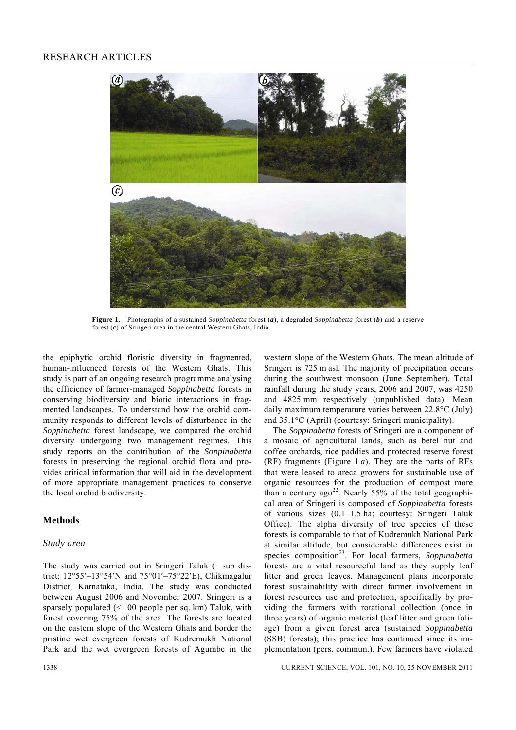**Figure 1.** Photographs of a sustained *Soppinabetta* forest (***a***), a degraded *Soppinabetta* forest (***b***) and a reserve forest (***c***) of Sringeri area in the central Western Ghats, India.

the epiphytic orchid floristic diversity in fragmented, human-influenced forests of the Western Ghats. This study is part of an ongoing research programme analysing the efficiency of farmer-managed *Soppinabetta* forests in conserving biodiversity and biotic interactions in fragmented landscapes. To understand how the orchid community responds to different levels of disturbance in the *Soppinabetta* forest landscape, we compared the orchid diversity undergoing two management regimes. This study reports on the contribution of the *Soppinabetta* forests in preserving the regional orchid flora and provides critical information that will aid in the development of more appropriate management practices to conserve the local orchid biodiversity.

## Methods

### *Study area*

The study was carried out in Sringeri Taluk (= sub district; 12°55′–13°54′N and 75°01′–75°22′E), Chikmagalur District, Karnataka, India. The study was conducted between August 2006 and November 2007. Sringeri is a sparsely populated (< 100 people per sq. km) Taluk, with forest covering 75% of the area. The forests are located on the eastern slope of the Western Ghats and border the pristine wet evergreen forests of Kudremukh National Park and the wet evergreen forests of Agumbe in the western slope of the Western Ghats. The mean altitude of Sringeri is 725 m asl. The majority of precipitation occurs during the southwest monsoon (June–September). Total rainfall during the study years, 2006 and 2007, was 4250 and 4825 mm respectively (unpublished data). Mean daily maximum temperature varies between 22.8°C (July) and 35.1°C (April) (courtesy: Sringeri municipality).

The *Soppinabetta* forests of Sringeri are a component of a mosaic of agricultural lands, such as betel nut and coffee orchards, rice paddies and protected reserve forest (RF) fragments (Figure 1 *a*). They are the parts of RFs that were leased to areca growers for sustainable use of organic resources for the production of compost more than a century ago[22]. Nearly 55% of the total geographical area of Sringeri is composed of *Soppinabetta* forests of various sizes (0.1–1.5 ha; courtesy: Sringeri Taluk Office). The alpha diversity of tree species of these forests is comparable to that of Kudremukh National Park at similar altitude, but considerable differences exist in species composition[23]. For local farmers, *Soppinabetta* forests are a vital resourceful land as they supply leaf litter and green leaves. Management plans incorporate forest sustainability with direct farmer involvement in forest resources use and protection, specifically by providing the farmers with rotational collection (once in three years) of organic material (leaf litter and green foliage) from a given forest area (sustained *Soppinabetta* (SSB) forests); this practice has continued since its implementation (pers. commun.). Few farmers have violated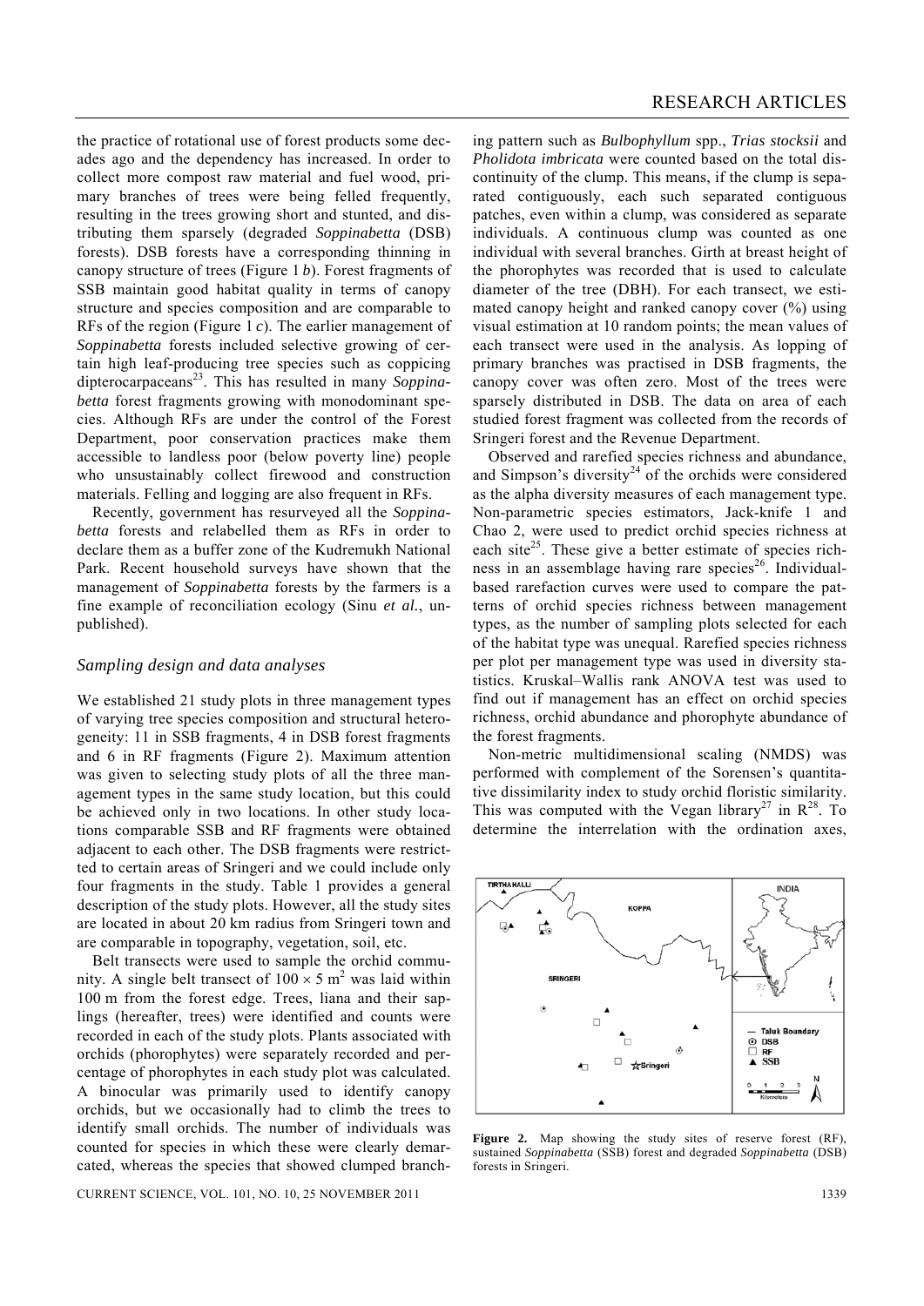the practice of rotational use of forest products some decades ago and the dependency has increased. In order to collect more compost raw material and fuel wood, primary branches of trees were being felled frequently, resulting in the trees growing short and stunted, and distributing them sparsely (degraded *Soppinabetta* (DSB) forests). DSB forests have a corresponding thinning in canopy structure of trees (Figure 1 *b*). Forest fragments of SSB maintain good habitat quality in terms of canopy structure and species composition and are comparable to RFs of the region (Figure 1 *c*). The earlier management of *Soppinabetta* forests included selective growing of certain high leaf-producing tree species such as coppicing dipterocarpaceans[23]. This has resulted in many *Soppinabetta* forest fragments growing with monodominant species. Although RFs are under the control of the Forest Department, poor conservation practices make them accessible to landless poor (below poverty line) people who unsustainably collect firewood and construction materials. Felling and logging are also frequent in RFs.

Recently, government has resurveyed all the *Soppinabetta* forests and relabelled them as RFs in order to declare them as a buffer zone of the Kudremukh National Park. Recent household surveys have shown that the management of *Soppinabetta* forests by the farmers is a fine example of reconciliation ecology (Sinu *et al.*, unpublished).

### *Sampling design and data analyses*

We established 21 study plots in three management types of varying tree species composition and structural heterogeneity: 11 in SSB fragments, 4 in DSB forest fragments and 6 in RF fragments (Figure 2). Maximum attention was given to selecting study plots of all the three management types in the same study location, but this could be achieved only in two locations. In other study locations comparable SSB and RF fragments were obtained adjacent to each other. The DSB fragments were restricted to certain areas of Sringeri and we could include only four fragments in the study. Table 1 provides a general description of the study plots. However, all the study sites are located in about 20 km radius from Sringeri town and are comparable in topography, vegetation, soil, etc.

Belt transects were used to sample the orchid community. A single belt transect of $100 \times 5$ m$^2$ was laid within 100 m from the forest edge. Trees, liana and their saplings (hereafter, trees) were identified and counts were recorded in each of the study plots. Plants associated with orchids (phorophytes) were separately recorded and percentage of phorophytes in each study plot was calculated. A binocular was primarily used to identify canopy orchids, but we occasionally had to climb the trees to identify small orchids. The number of individuals was counted for species in which these were clearly demarcated, whereas the species that showed clumped branching pattern such as *Bulbophyllum* spp., *Trias stocksii* and *Pholidota imbricata* were counted based on the total discontinuity of the clump. This means, if the clump is separated contiguously, each such separated contiguous patches, even within a clump, was considered as separate individuals. A continuous clump was counted as one individual with several branches. Girth at breast height of the phorophytes was recorded that is used to calculate diameter of the tree (DBH). For each transect, we estimated canopy height and ranked canopy cover (%) using visual estimation at 10 random points; the mean values of each transect were used in the analysis. As lopping of primary branches was practised in DSB fragments, the canopy cover was often zero. Most of the trees were sparsely distributed in DSB. The data on area of each studied forest fragment was collected from the records of Sringeri forest and the Revenue Department.

Observed and rarefied species richness and abundance, and Simpson's diversity[24] of the orchids were considered as the alpha diversity measures of each management type. Non-parametric species estimators, Jack-knife 1 and Chao 2, were used to predict orchid species richness at each site[25]. These give a better estimate of species richness in an assemblage having rare species[26]. Individual-based rarefaction curves were used to compare the patterns of orchid species richness between management types, as the number of sampling plots selected for each of the habitat type was unequal. Rarefied species richness per plot per management type was used in diversity statistics. Kruskal–Wallis rank ANOVA test was used to find out if management has an effect on orchid species richness, orchid abundance and phorophyte abundance of the forest fragments.

Non-metric multidimensional scaling (NMDS) was performed with complement of the Sorensen's quantitative dissimilarity index to study orchid floristic similarity. This was computed with the Vegan library[27] in R[28]. To determine the interrelation with the ordination axes,

**Figure 2.** Map showing the study sites of reserve forest (RF), sustained *Soppinabetta* (SSB) forest and degraded *Soppinabetta* (DSB) forests in Sringeri.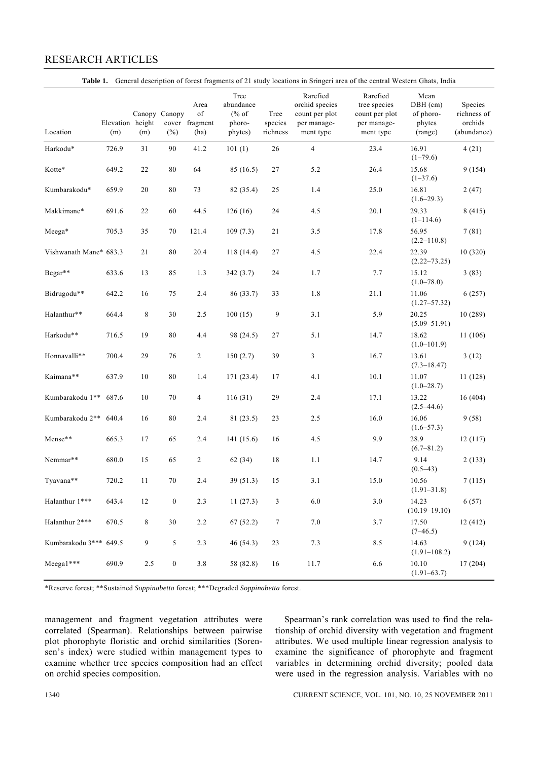**Table 1.** General description of forest fragments of 21 study locations in Sringeri area of the central Western Ghats, India

| Location | Elevation (m) | Canopy height (m) | Canopy cover (%) | Area of fragment (ha) | Tree abundance (% of phoro-phytes) | Tree species richness | Rarefied orchid species count per plot per management type | Rarefied tree species count per plot per management type | Mean DBH (cm) of phoro-phytes (range) | Species richness of orchids (abundance) |
|---|---|---|---|---|---|---|---|---|---|---|
| Harkodu* | 726.9 | 31 | 90 | 41.2 | 101 (1) | 26 | 4 | 23.4 | 16.91 (1–79.6) | 4 (21) |
| Kotte* | 649.2 | 22 | 80 | 64 | 85 (16.5) | 27 | 5.2 | 26.4 | 15.68 (1–37.6) | 9 (154) |
| Kumbarakodu* | 659.9 | 20 | 80 | 73 | 82 (35.4) | 25 | 1.4 | 25.0 | 16.81 (1.6–29.3) | 2 (47) |
| Makkimane* | 691.6 | 22 | 60 | 44.5 | 126 (16) | 24 | 4.5 | 20.1 | 29.33 (1–114.6) | 8 (415) |
| Meega* | 705.3 | 35 | 70 | 121.4 | 109 (7.3) | 21 | 3.5 | 17.8 | 56.95 (2.2–110.8) | 7 (81) |
| Vishwanath Mane* | 683.3 | 21 | 80 | 20.4 | 118 (14.4) | 27 | 4.5 | 22.4 | 22.39 (2.22–73.25) | 10 (320) |
| Begar** | 633.6 | 13 | 85 | 1.3 | 342 (3.7) | 24 | 1.7 | 7.7 | 15.12 (1.0–78.0) | 3 (83) |
| Bidrugodu** | 642.2 | 16 | 75 | 2.4 | 86 (33.7) | 33 | 1.8 | 21.1 | 11.06 (1.27–57.32) | 6 (257) |
| Halanthur** | 664.4 | 8 | 30 | 2.5 | 100 (15) | 9 | 3.1 | 5.9 | 20.25 (5.09–51.91) | 10 (289) |
| Harkodu** | 716.5 | 19 | 80 | 4.4 | 98 (24.5) | 27 | 5.1 | 14.7 | 18.62 (1.0–101.9) | 11 (106) |
| Honnavalli** | 700.4 | 29 | 76 | 2 | 150 (2.7) | 39 | 3 | 16.7 | 13.61 (7.3–18.47) | 3 (12) |
| Kaimana** | 637.9 | 10 | 80 | 1.4 | 171 (23.4) | 17 | 4.1 | 10.1 | 11.07 (1.0–28.7) | 11 (128) |
| Kumbarakodu 1** | 687.6 | 10 | 70 | 4 | 116 (31) | 29 | 2.4 | 17.1 | 13.22 (2.5–44.6) | 16 (404) |
| Kumbarakodu 2** | 640.4 | 16 | 80 | 2.4 | 81 (23.5) | 23 | 2.5 | 16.0 | 16.06 (1.6–57.3) | 9 (58) |
| Mense** | 665.3 | 17 | 65 | 2.4 | 141 (15.6) | 16 | 4.5 | 9.9 | 28.9 (6.7–81.2) | 12 (117) |
| Nemmar** | 680.0 | 15 | 65 | 2 | 62 (34) | 18 | 1.1 | 14.7 | 9.14 (0.5–43) | 2 (133) |
| Tyavana** | 720.2 | 11 | 70 | 2.4 | 39 (51.3) | 15 | 3.1 | 15.0 | 10.56 (1.91–31.8) | 7 (115) |
| Halanthur 1*** | 643.4 | 12 | 0 | 2.3 | 11 (27.3) | 3 | 6.0 | 3.0 | 14.23 (10.19–19.10) | 6 (57) |
| Halanthur 2*** | 670.5 | 8 | 30 | 2.2 | 67 (52.2) | 7 | 7.0 | 3.7 | 17.50 (7–46.5) | 12 (412) |
| Kumbarakodu 3*** | 649.5 | 9 | 5 | 2.3 | 46 (54.3) | 23 | 7.3 | 8.5 | 14.63 (1.91–108.2) | 9 (124) |
| Meega1*** | 690.9 | 2.5 | 0 | 3.8 | 58 (82.8) | 16 | 11.7 | 6.6 | 10.10 (1.91–63.7) | 17 (204) |

*Reserve forest; **Sustained *Soppinabetta* forest; ***Degraded *Soppinabetta* forest.

management and fragment vegetation attributes were correlated (Spearman). Relationships between pairwise plot phorophyte floristic and orchid similarities (Sorensen's index) were studied within management types to examine whether tree species composition had an effect on orchid species composition.

Spearman's rank correlation was used to find the relationship of orchid diversity with vegetation and fragment attributes. We used multiple linear regression analysis to examine the significance of phorophyte and fragment variables in determining orchid diversity; pooled data were used in the regression analysis. Variables with no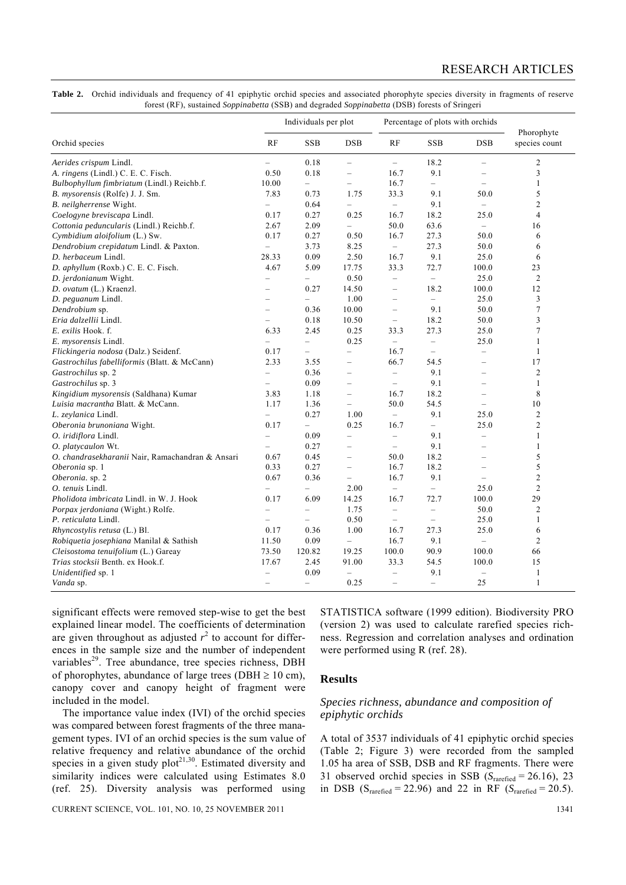**Table 2.** Orchid individuals and frequency of 41 epiphytic orchid species and associated phorophyte species diversity in fragments of reserve forest (RF), sustained *Soppinabetta* (SSB) and degraded *Soppinabetta* (DSB) forests of Sringeri

| Orchid species | Individuals per plot | | | Percentage of plots with orchids | | | Phorophyte species count |
|---|---|---|---|---|---|---|---|
| | RF | SSB | DSB | RF | SSB | DSB | |
| *Aerides crispum* Lindl. | – | 0.18 | – | – | 18.2 | – | 2 |
| *A. ringens* (Lindl.) C. E. C. Fisch. | 0.50 | 0.18 | – | 16.7 | 9.1 | – | 3 |
| *Bulbophyllum fimbriatum* (Lindl.) Reichb.f. | 10.00 | – | – | 16.7 | – | – | 1 |
| *B. mysorensis* (Rolfe) J. J. Sm. | 7.83 | 0.73 | 1.75 | 33.3 | 9.1 | 50.0 | 5 |
| *B. neilgherrense* Wight. | – | 0.64 | – | – | 9.1 | – | 2 |
| *Coelogyne breviscapa* Lindl. | 0.17 | 0.27 | 0.25 | 16.7 | 18.2 | 25.0 | 4 |
| *Cottonia peduncularis* (Lindl.) Reichb.f. | 2.67 | 2.09 | – | 50.0 | 63.6 | – | 16 |
| *Cymbidium aloifolium* (L.) Sw. | 0.17 | 0.27 | 0.50 | 16.7 | 27.3 | 50.0 | 6 |
| *Dendrobium crepidatum* Lindl. & Paxton. | – | 3.73 | 8.25 | – | 27.3 | 50.0 | 6 |
| *D. herbaceum* Lindl. | 28.33 | 0.09 | 2.50 | 16.7 | 9.1 | 25.0 | 6 |
| *D. aphyllum* (Roxb.) C. E. C. Fisch. | 4.67 | 5.09 | 17.75 | 33.3 | 72.7 | 100.0 | 23 |
| *D. jerdonianum* Wight. | – | – | 0.50 | – | – | 25.0 | 2 |
| *D. ovatum* (L.) Kraenzl. | – | 0.27 | 14.50 | – | 18.2 | 100.0 | 12 |
| *D. peguanum* Lindl. | – | – | 1.00 | – | – | 25.0 | 3 |
| *Dendrobium* sp. | – | 0.36 | 10.00 | – | 9.1 | 50.0 | 7 |
| *Eria dalzellii* Lindl. | – | 0.18 | 10.50 | – | 18.2 | 50.0 | 3 |
| *E. exilis* Hook. f. | 6.33 | 2.45 | 0.25 | 33.3 | 27.3 | 25.0 | 7 |
| *E. mysorensis* Lindl. | – | – | 0.25 | – | – | 25.0 | 1 |
| *Flickingeria nodosa* (Dalz.) Seidenf. | 0.17 | – | – | 16.7 | – | – | 1 |
| *Gastrochilus fabelliformis* (Blatt. & McCann) | 2.33 | 3.55 | – | 66.7 | 54.5 | – | 17 |
| *Gastrochilus* sp. 2 | – | 0.36 | – | – | 9.1 | – | 2 |
| *Gastrochilus* sp. 3 | – | 0.09 | – | – | 9.1 | – | 1 |
| *Kingidium mysorensis* (Saldhana) Kumar | 3.83 | 1.18 | – | 16.7 | 18.2 | – | 8 |
| *Luisia macrantha* Blatt. & McCann. | 1.17 | 1.36 | – | 50.0 | 54.5 | – | 10 |
| *L. zeylanica* Lindl. | – | 0.27 | 1.00 | – | 9.1 | 25.0 | 2 |
| *Oberonia brunoniana* Wight. | 0.17 | – | 0.25 | 16.7 | – | 25.0 | 2 |
| *O. iridiflora* Lindl. | – | 0.09 | – | – | 9.1 | – | 1 |
| *O. platycaulon* Wt. | – | 0.27 | – | – | 9.1 | – | 1 |
| *O. chandrasekharanii* Nair, Ramachandran & Ansari | 0.67 | 0.45 | – | 50.0 | 18.2 | – | 5 |
| *Oberonia* sp. 1 | 0.33 | 0.27 | – | 16.7 | 18.2 | – | 5 |
| *Oberonia*. sp. 2 | 0.67 | 0.36 | – | 16.7 | 9.1 | – | 2 |
| *O. tenuis* Lindl. | – | – | 2.00 | – | – | 25.0 | 2 |
| *Pholidota imbricata* Lindl. in W. J. Hook | 0.17 | 6.09 | 14.25 | 16.7 | 72.7 | 100.0 | 29 |
| *Porpax jerdoniana* (Wight.) Rolfe. | – | – | 1.75 | – | – | 50.0 | 2 |
| *P. reticulata* Lindl. | – | – | 0.50 | – | – | 25.0 | 1 |
| *Rhyncostylis retusa* (L.) Bl. | 0.17 | 0.36 | 1.00 | 16.7 | 27.3 | 25.0 | 6 |
| *Robiquetia josephiana* Manilal & Sathish | 11.50 | 0.09 | – | 16.7 | 9.1 | – | 2 |
| *Cleisostoma tenuifolium* (L.) Gareay | 73.50 | 120.82 | 19.25 | 100.0 | 90.9 | 100.0 | 66 |
| *Trias stocksii* Benth. ex Hook.f. | 17.67 | 2.45 | 91.00 | 33.3 | 54.5 | 100.0 | 15 |
| *Unidentified* sp. 1 | – | 0.09 | – | – | 9.1 | – | 1 |
| *Vanda* sp. | – | – | 0.25 | – | – | 25 | 1 |

significant effects were removed step-wise to get the best explained linear model. The coefficients of determination are given throughout as adjusted $r^2$ to account for differences in the sample size and the number of independent variables[29]. Tree abundance, tree species richness, DBH of phorophytes, abundance of large trees (DBH $\geq$ 10 cm), canopy cover and canopy height of fragment were included in the model.

The importance value index (IVI) of the orchid species was compared between forest fragments of the three management types. IVI of an orchid species is the sum value of relative frequency and relative abundance of the orchid species in a given study plot[21,30]. Estimated diversity and similarity indices were calculated using Estimates 8.0 (ref. 25). Diversity analysis was performed using STATISTICA software (1999 edition). Biodiversity PRO (version 2) was used to calculate rarefied species richness. Regression and correlation analyses and ordination were performed using R (ref. 28).

## Results

### *Species richness, abundance and composition of epiphytic orchids*

A total of 3537 individuals of 41 epiphytic orchid species (Table 2; Figure 3) were recorded from the sampled 1.05 ha area of SSB, DSB and RF fragments. There were 31 observed orchid species in SSB ($S_{rarefied} = 26.16$), 23 in DSB ($S_{rarefied} = 22.96$) and 22 in RF ($S_{rarefied} = 20.5$).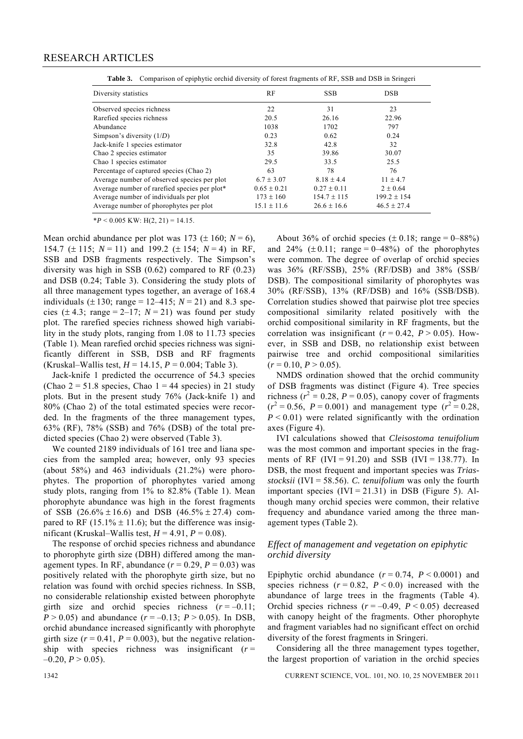**Table 3.** Comparison of epiphytic orchid diversity of forest fragments of RF, SSB and DSB in Sringeri

| Diversity statistics | RF | SSB | DSB |
|---|---|---|---|
| Observed species richness | 22 | 31 | 23 |
| Rarefied species richness | 20.5 | 26.16 | 22.96 |
| Abundance | 1038 | 1702 | 797 |
| Simpson's diversity (1/*D*) | 0.23 | 0.62 | 0.24 |
| Jack-knife 1 species estimator | 32.8 | 42.8 | 32 |
| Chao 2 species estimator | 35 | 39.86 | 30.07 |
| Chao 1 species estimator | 29.5 | 33.5 | 25.5 |
| Percentage of captured species (Chao 2) | 63 | 78 | 76 |
| Average number of observed species per plot | 6.7 ± 3.07 | 8.18 ± 4.4 | 11 ± 4.7 |
| Average number of rarefied species per plot* | 0.65 ± 0.21 | 0.27 ± 0.11 | 2 ± 0.64 |
| Average number of individuals per plot | 173 ± 160 | 154.7 ± 115 | 199.2 ± 154 |
| Average number of phorophytes per plot | 15.1 ± 11.6 | 26.6 ± 16.6 | 46.5 ± 27.4 |

*$P < 0.005$ KW: H(2, 21) = 14.15.

Mean orchid abundance per plot was 173 (± 160; $N = 6$), 154.7 (± 115; $N = 11$) and 199.2 (± 154; $N = 4$) in RF, SSB and DSB fragments respectively. The Simpson's diversity was high in SSB (0.62) compared to RF (0.23) and DSB (0.24; Table 3). Considering the study plots of all three management types together, an average of 168.4 individuals (± 130; range = 12–415; $N = 21$) and 8.3 species (± 4.3; range = 2–17; $N = 21$) was found per study plot. The rarefied species richness showed high variability in the study plots, ranging from 1.08 to 11.73 species (Table 1). Mean rarefied orchid species richness was significantly different in SSB, DSB and RF fragments (Kruskal–Wallis test, $H = 14.15$, $P = 0.004$; Table 3).

Jack-knife 1 predicted the occurrence of 54.3 species (Chao 2 = 51.8 species, Chao 1 = 44 species) in 21 study plots. But in the present study 76% (Jack-knife 1) and 80% (Chao 2) of the total estimated species were recorded. In the fragments of the three management types, 63% (RF), 78% (SSB) and 76% (DSB) of the total predicted species (Chao 2) were observed (Table 3).

We counted 2189 individuals of 161 tree and liana species from the sampled area; however, only 93 species (about 58%) and 463 individuals (21.2%) were phorophytes. The proportion of phorophytes varied among study plots, ranging from 1% to 82.8% (Table 1). Mean phorophyte abundance was high in the forest fragments of SSB (26.6% ± 16.6) and DSB (46.5% ± 27.4) compared to RF (15.1% ± 11.6); but the difference was insignificant (Kruskal–Wallis test, $H = 4.91$, $P = 0.08$).

The response of orchid species richness and abundance to phorophyte girth size (DBH) differed among the management types. In RF, abundance ($r = 0.29$, $P = 0.03$) was positively related with the phorophyte girth size, but no relation was found with orchid species richness. In SSB, no considerable relationship existed between phorophyte girth size and orchid species richness ($r = –0.11$; $P > 0.05$) and abundance ($r = –0.13$; $P > 0.05$). In DSB, orchid abundance increased significantly with phorophyte girth size ($r = 0.41$, $P = 0.003$), but the negative relationship with species richness was insignificant ($r = –0.20$, $P > 0.05$).

About 36% of orchid species (± 0.18; range = 0–88%) and 24% (± 0.11; range = 0–48%) of the phorophytes were common. The degree of overlap of orchid species was 36% (RF/SSB), 25% (RF/DSB) and 38% (SSB/DSB). The compositional similarity of phorophytes was 30% (RF/SSB), 13% (RF/DSB) and 16% (SSB/DSB). Correlation studies showed that pairwise plot tree species compositional similarity related positively with the orchid compositional similarity in RF fragments, but the correlation was insignificant ($r = 0.42$, $P > 0.05$). However, in SSB and DSB, no relationship exist between pairwise tree and orchid compositional similarities ($r = 0.10$, $P > 0.05$).

NMDS ordination showed that the orchid community of DSB fragments was distinct (Figure 4). Tree species richness ($r^2 = 0.28$, $P = 0.05$), canopy cover of fragments ($r^2 = 0.56$, $P = 0.001$) and management type ($r^2 = 0.28$, $P < 0.01$) were related significantly with the ordination axes (Figure 4).

IVI calculations showed that *Cleisostoma tenuifolium* was the most common and important species in the fragments of RF (IVI = 91.20) and SSB (IVI = 138.77). In DSB, the most frequent and important species was *Trias stocksii* (IVI = 58.56). *C. tenuifolium* was only the fourth important species (IVI = 21.31) in DSB (Figure 5). Although many orchid species were common, their relative frequency and abundance varied among the three management types (Table 2).

### *Effect of management and vegetation on epiphytic orchid diversity*

Epiphytic orchid abundance ($r = 0.74$, $P < 0.0001$) and species richness ($r = 0.82$, $P < 0.0$) increased with the abundance of large trees in the fragments (Table 4). Orchid species richness ($r = –0.49$, $P < 0.05$) decreased with canopy height of the fragments. Other phorophyte and fragment variables had no significant effect on orchid diversity of the forest fragments in Sringeri.

Considering all the three management types together, the largest proportion of variation in the orchid species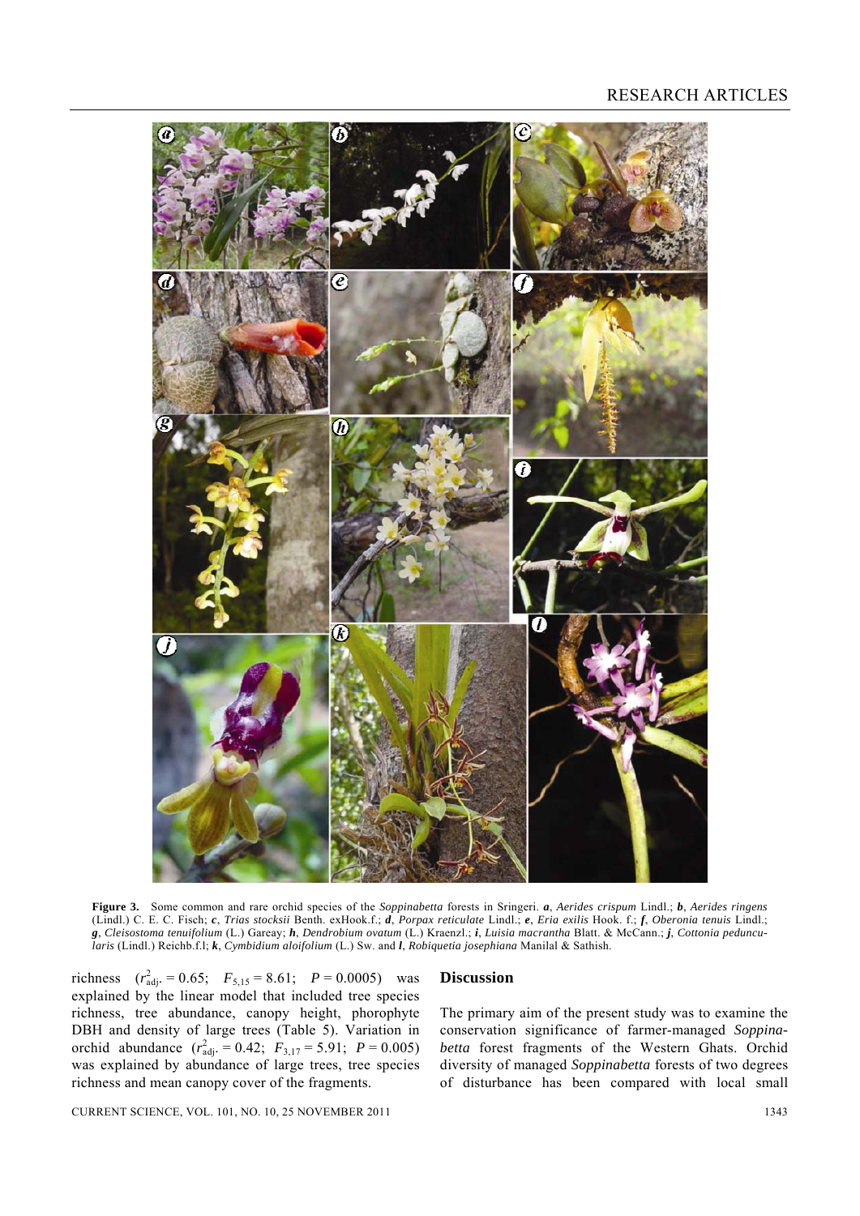**Figure 3.** Some common and rare orchid species of the *Soppinabetta* forests in Sringeri. ***a***, *Aerides crispum* Lindl.; ***b***, *Aerides ringens* (Lindl.) C. E. C. Fisch; ***c***, *Trias stocksii* Benth. exHook.f.; ***d***, *Porpax reticulate* Lindl.; ***e***, *Eria exilis* Hook. f.; ***f***, *Oberonia tenuis* Lindl.; ***g***, *Cleisostoma tenuifolium* (L.) Gareay; ***h***, *Dendrobium ovatum* (L.) Kraenzl.; ***i***, *Luisia macrantha* Blatt. & McCann.; ***j***, *Cottonia peduncularis* (Lindl.) Reichb.f.l; ***k***, *Cymbidium aloifolium* (L.) Sw. and ***l***, *Robiquetia josephiana* Manilal & Sathish.

richness ($r^2_{\text{adj.}} = 0.65$; $F_{5,15} = 8.61$; $P = 0.0005$) was explained by the linear model that included tree species richness, tree abundance, canopy height, phorophyte DBH and density of large trees (Table 5). Variation in orchid abundance ($r^2_{\text{adj.}} = 0.42$; $F_{3,17} = 5.91$; $P = 0.005$) was explained by abundance of large trees, tree species richness and mean canopy cover of the fragments.

## Discussion

The primary aim of the present study was to examine the conservation significance of farmer-managed *Soppinabetta* forest fragments of the Western Ghats. Orchid diversity of managed *Soppinabetta* forests of two degrees of disturbance has been compared with local small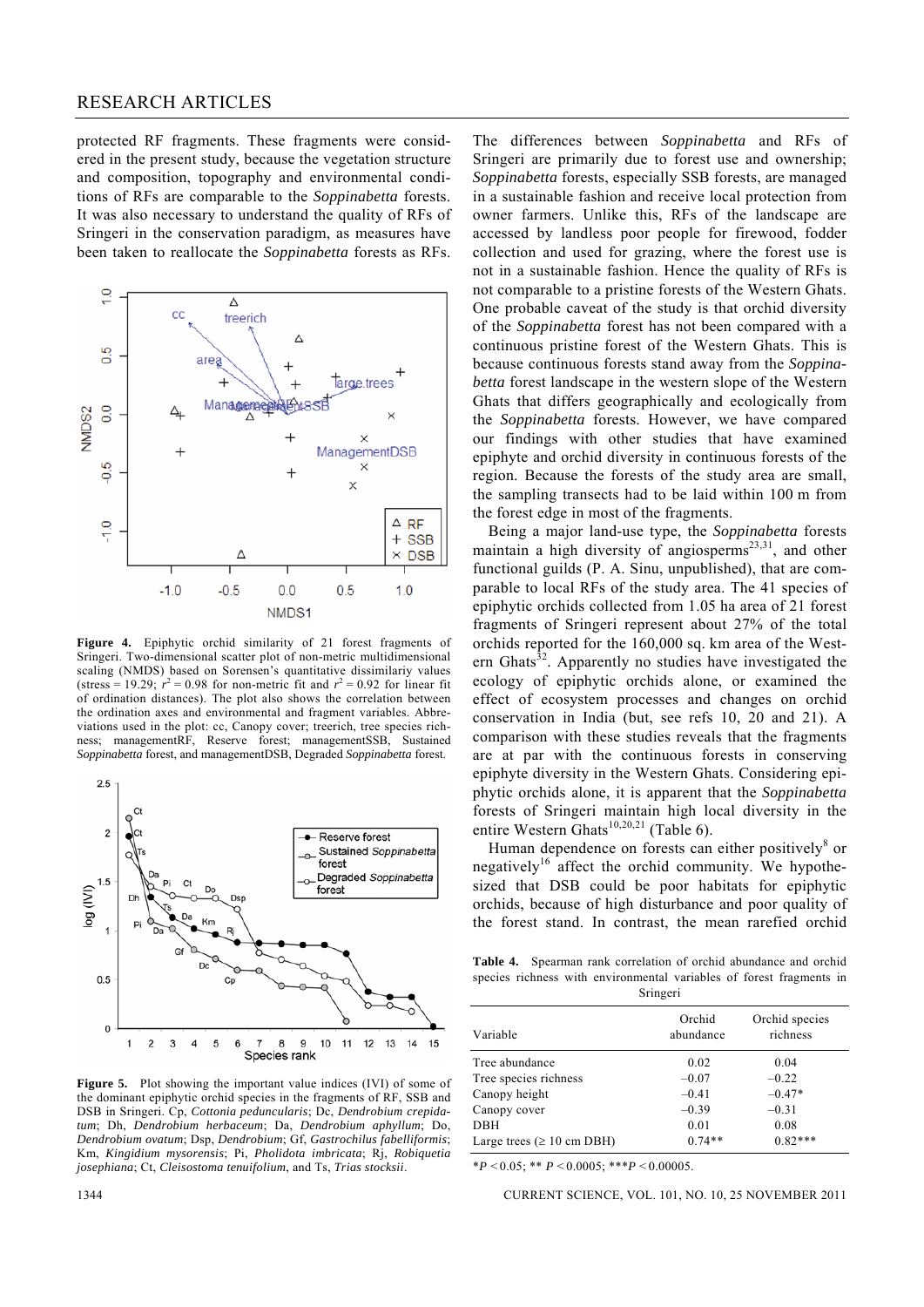protected RF fragments. These fragments were considered in the present study, because the vegetation structure and composition, topography and environmental conditions of RFs are comparable to the *Soppinabetta* forests. It was also necessary to understand the quality of RFs of Sringeri in the conservation paradigm, as measures have been taken to reallocate the *Soppinabetta* forests as RFs.

**Figure 4.** Epiphytic orchid similarity of 21 forest fragments of Sringeri. Two-dimensional scatter plot of non-metric multidimensional scaling (NMDS) based on Sorensen's quantitative dissimilariy values (stress = 19.29; $r^2 = 0.98$ for non-metric fit and $r^2 = 0.92$ for linear fit of ordination distances). The plot also shows the correlation between the ordination axes and environmental and fragment variables. Abbreviations used in the plot: cc, Canopy cover; treerich, tree species richness; managementRF, Reserve forest; managementSSB, Sustained *Soppinabetta* forest, and managementDSB, Degraded *Soppinabetta* forest.

**Figure 5.** Plot showing the important value indices (IVI) of some of the dominant epiphytic orchid species in the fragments of RF, SSB and DSB in Sringeri. Cp, *Cottonia peduncularis*; Dc, *Dendrobium crepidatum*; Dh, *Dendrobium herbaceum*; Da, *Dendrobium aphyllum*; Do, *Dendrobium ovatum*; Dsp, *Dendrobium*; Gf, *Gastrochilus fabelliformis*; Km, *Kingidium mysorensis*; Pi, *Pholidota imbricata*; Rj, *Robiquetia josephiana*; Ct, *Cleisostoma tenuifolium*, and Ts, *Trias stocksii*.

The differences between *Soppinabetta* and RFs of Sringeri are primarily due to forest use and ownership; *Soppinabetta* forests, especially SSB forests, are managed in a sustainable fashion and receive local protection from owner farmers. Unlike this, RFs of the landscape are accessed by landless poor people for firewood, fodder collection and used for grazing, where the forest use is not in a sustainable fashion. Hence the quality of RFs is not comparable to a pristine forests of the Western Ghats. One probable caveat of the study is that orchid diversity of the *Soppinabetta* forest has not been compared with a continuous pristine forest of the Western Ghats. This is because continuous forests stand away from the *Soppinabetta* forest landscape in the western slope of the Western Ghats that differs geographically and ecologically from the *Soppinabetta* forests. However, we have compared our findings with other studies that have examined epiphyte and orchid diversity in continuous forests of the region. Because the forests of the study area are small, the sampling transects had to be laid within 100 m from the forest edge in most of the fragments.

Being a major land-use type, the *Soppinabetta* forests maintain a high diversity of angiosperms[23,31], and other functional guilds (P. A. Sinu, unpublished), that are comparable to local RFs of the study area. The 41 species of epiphytic orchids collected from 1.05 ha area of 21 forest fragments of Sringeri represent about 27% of the total orchids reported for the 160,000 sq. km area of the Western Ghats[32]. Apparently no studies have investigated the ecology of epiphytic orchids alone, or examined the effect of ecosystem processes and changes on orchid conservation in India (but, see refs 10, 20 and 21). A comparison with these studies reveals that the fragments are at par with the continuous forests in conserving epiphyte diversity in the Western Ghats. Considering epiphytic orchids alone, it is apparent that the *Soppinabetta* forests of Sringeri maintain high local diversity in the entire Western Ghats[10,20,21] (Table 6).

Human dependence on forests can either positively[8] or negatively[16] affect the orchid community. We hypothesized that DSB could be poor habitats for epiphytic orchids, because of high disturbance and poor quality of the forest stand. In contrast, the mean rarefied orchid

**Table 4.** Spearman rank correlation of orchid abundance and orchid species richness with environmental variables of forest fragments in Sringeri

| Variable | Orchid abundance | Orchid species richness |
|---|---|---|
| Tree abundance | 0.02 | 0.04 |
| Tree species richness | –0.07 | –0.22 |
| Canopy height | –0.41 | –0.47* |
| Canopy cover | –0.39 | –0.31 |
| DBH | 0.01 | 0.08 |
| Large trees (≥ 10 cm DBH) | 0.74** | 0.82*** |

*$P < 0.05$; ** $P < 0.0005$; ***$P < 0.00005$.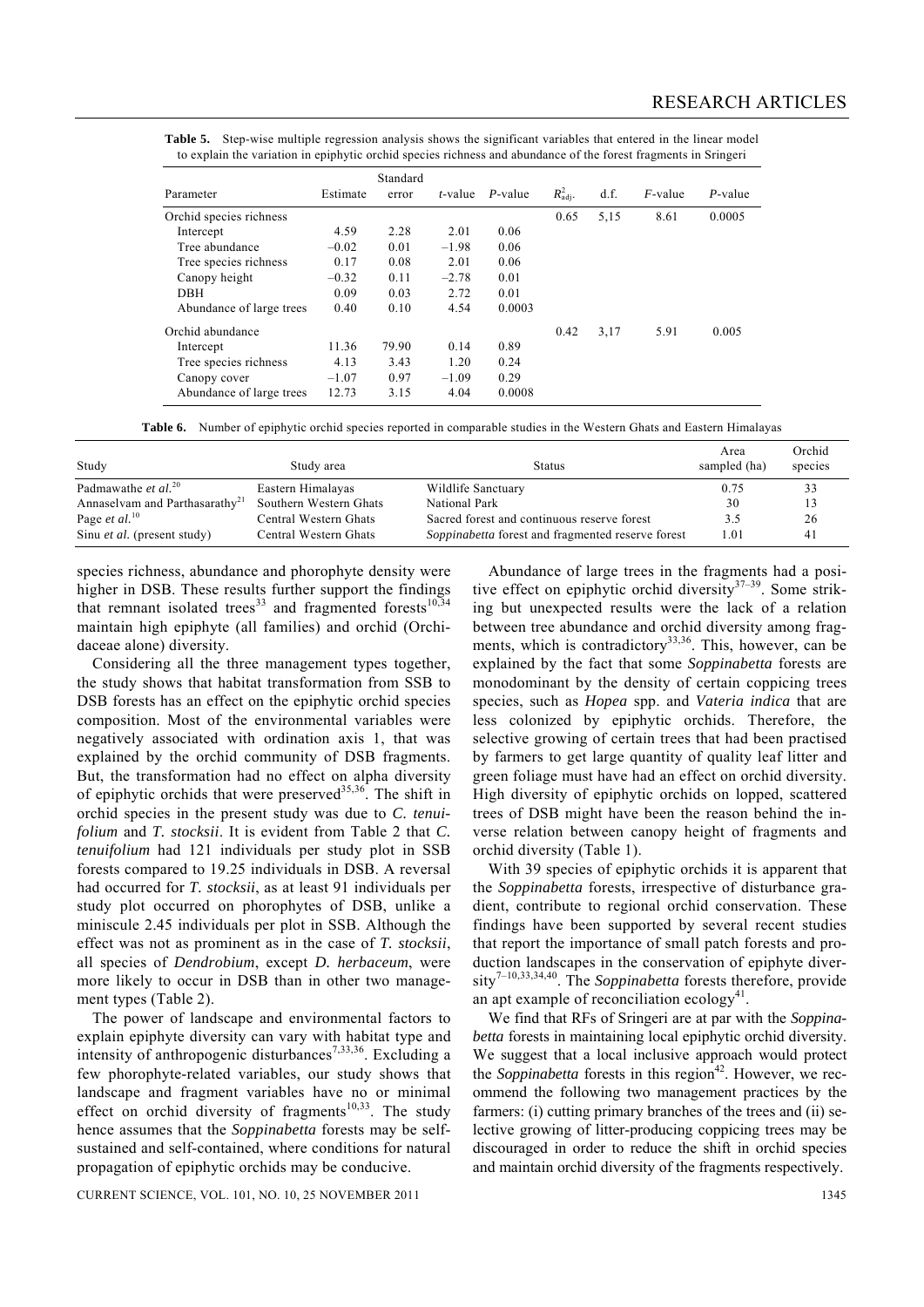**Table 5.** Step-wise multiple regression analysis shows the significant variables that entered in the linear model to explain the variation in epiphytic orchid species richness and abundance of the forest fragments in Sringeri

| Parameter | Estimate | Standard error | *t*-value | *P*-value | $R^2_{adj.}$ | d.f. | *F*-value | *P*-value |
|---|---|---|---|---|---|---|---|---|
| Orchid species richness | | | | | 0.65 | 5,15 | 8.61 | 0.0005 |
| Intercept | 4.59 | 2.28 | 2.01 | 0.06 | | | | |
| Tree abundance | –0.02 | 0.01 | –1.98 | 0.06 | | | | |
| Tree species richness | 0.17 | 0.08 | 2.01 | 0.06 | | | | |
| Canopy height | –0.32 | 0.11 | –2.78 | 0.01 | | | | |
| DBH | 0.09 | 0.03 | 2.72 | 0.01 | | | | |
| Abundance of large trees | 0.40 | 0.10 | 4.54 | 0.0003 | | | | |
| Orchid abundance | | | | | 0.42 | 3,17 | 5.91 | 0.005 |
| Intercept | 11.36 | 79.90 | 0.14 | 0.89 | | | | |
| Tree species richness | 4.13 | 3.43 | 1.20 | 0.24 | | | | |
| Canopy cover | –1.07 | 0.97 | –1.09 | 0.29 | | | | |
| Abundance of large trees | 12.73 | 3.15 | 4.04 | 0.0008 | | | | |

**Table 6.** Number of epiphytic orchid species reported in comparable studies in the Western Ghats and Eastern Himalayas

| Study | Study area | Status | Area sampled (ha) | Orchid species |
|---|---|---|---|---|
| Padmawathe *et al.*[20] | Eastern Himalayas | Wildlife Sanctuary | 0.75 | 33 |
| Annaselvam and Parthasarathy[21] | Southern Western Ghats | National Park | 30 | 13 |
| Page *et al.*[10] | Central Western Ghats | Sacred forest and continuous reserve forest | 3.5 | 26 |
| Sinu *et al.* (present study) | Central Western Ghats | *Soppinabetta* forest and fragmented reserve forest | 1.01 | 41 |

species richness, abundance and phorophyte density were higher in DSB. These results further support the findings that remnant isolated trees[33] and fragmented forests[10,34] maintain high epiphyte (all families) and orchid (Orchidaceae alone) diversity.

Considering all the three management types together, the study shows that habitat transformation from SSB to DSB forests has an effect on the epiphytic orchid species composition. Most of the environmental variables were negatively associated with ordination axis 1, that was explained by the orchid community of DSB fragments. But, the transformation had no effect on alpha diversity of epiphytic orchids that were preserved[35,36]. The shift in orchid species in the present study was due to *C. tenuifolium* and *T. stocksii*. It is evident from Table 2 that *C. tenuifolium* had 121 individuals per study plot in SSB forests compared to 19.25 individuals in DSB. A reversal had occurred for *T. stocksii*, as at least 91 individuals per study plot occurred on phorophytes of DSB, unlike a miniscule 2.45 individuals per plot in SSB. Although the effect was not as prominent as in the case of *T. stocksii*, all species of *Dendrobium*, except *D. herbaceum*, were more likely to occur in DSB than in other two management types (Table 2).

The power of landscape and environmental factors to explain epiphyte diversity can vary with habitat type and intensity of anthropogenic disturbances[7,33,36]. Excluding a few phorophyte-related variables, our study shows that landscape and fragment variables have no or minimal effect on orchid diversity of fragments[10,33]. The study hence assumes that the *Soppinabetta* forests may be self-sustained and self-contained, where conditions for natural propagation of epiphytic orchids may be conducive.

Abundance of large trees in the fragments had a positive effect on epiphytic orchid diversity[37–39]. Some striking but unexpected results were the lack of a relation between tree abundance and orchid diversity among fragments, which is contradictory[33,36]. This, however, can be explained by the fact that some *Soppinabetta* forests are monodominant by the density of certain coppicing trees species, such as *Hopea* spp. and *Vateria indica* that are less colonized by epiphytic orchids. Therefore, the selective growing of certain trees that had been practised by farmers to get large quantity of quality leaf litter and green foliage must have had an effect on orchid diversity. High diversity of epiphytic orchids on lopped, scattered trees of DSB might have been the reason behind the inverse relation between canopy height of fragments and orchid diversity (Table 1).

With 39 species of epiphytic orchids it is apparent that the *Soppinabetta* forests, irrespective of disturbance gradient, contribute to regional orchid conservation. These findings have been supported by several recent studies that report the importance of small patch forests and production landscapes in the conservation of epiphyte diversity[7–10,33,34,40]. The *Soppinabetta* forests therefore, provide an apt example of reconciliation ecology[41].

We find that RFs of Sringeri are at par with the *Soppinabetta* forests in maintaining local epiphytic orchid diversity. We suggest that a local inclusive approach would protect the *Soppinabetta* forests in this region[42]. However, we recommend the following two management practices by the farmers: (i) cutting primary branches of the trees and (ii) selective growing of litter-producing coppicing trees may be discouraged in order to reduce the shift in orchid species and maintain orchid diversity of the fragments respectively.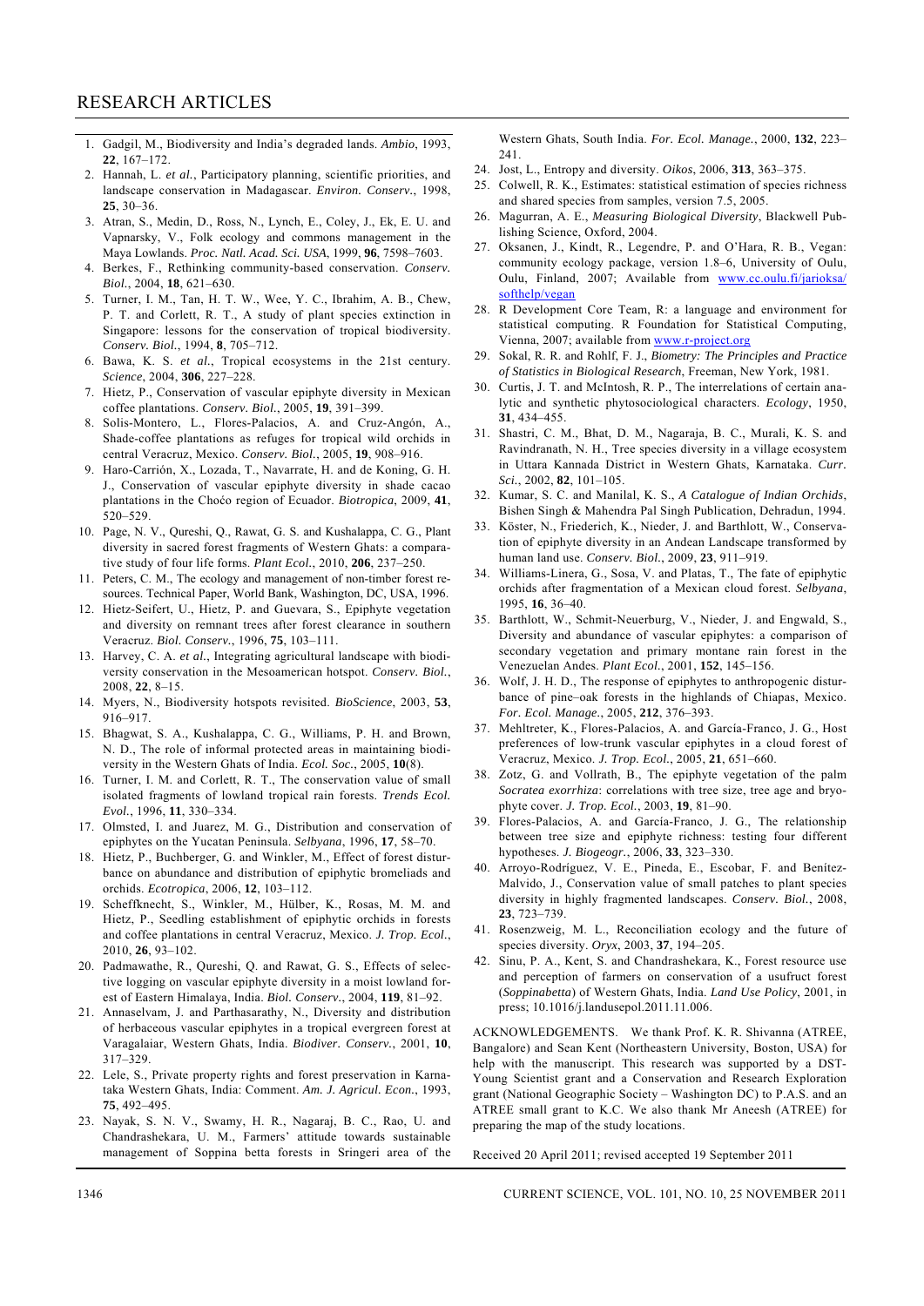1. Gadgil, M., Biodiversity and India's degraded lands. *Ambio*, 1993, **22**, 167–172.
2. Hannah, L. *et al.*, Participatory planning, scientific priorities, and landscape conservation in Madagascar. *Environ. Conserv.*, 1998, **25**, 30–36.
3. Atran, S., Medin, D., Ross, N., Lynch, E., Coley, J., Ek, E. U. and Vapnarsky, V., Folk ecology and commons management in the Maya Lowlands. *Proc. Natl. Acad. Sci. USA*, 1999, **96**, 7598–7603.
4. Berkes, F., Rethinking community-based conservation. *Conserv. Biol.*, 2004, **18**, 621–630.
5. Turner, I. M., Tan, H. T. W., Wee, Y. C., Ibrahim, A. B., Chew, P. T. and Corlett, R. T., A study of plant species extinction in Singapore: lessons for the conservation of tropical biodiversity. *Conserv. Biol.*, 1994, **8**, 705–712.
6. Bawa, K. S. *et al.*, Tropical ecosystems in the 21st century. *Science*, 2004, **306**, 227–228.
7. Hietz, P., Conservation of vascular epiphyte diversity in Mexican coffee plantations. *Conserv. Biol.*, 2005, **19**, 391–399.
8. Solis-Montero, L., Flores-Palacios, A. and Cruz-Angón, A., Shade-coffee plantations as refuges for tropical wild orchids in central Veracruz, Mexico. *Conserv. Biol.*, 2005, **19**, 908–916.
9. Haro-Carrión, X., Lozada, T., Navarrate, H. and de Koning, G. H. J., Conservation of vascular epiphyte diversity in shade cacao plantations in the Choćo region of Ecuador. *Biotropica*, 2009, **41**, 520–529.
10. Page, N. V., Qureshi, Q., Rawat, G. S. and Kushalappa, C. G., Plant diversity in sacred forest fragments of Western Ghats: a comparative study of four life forms. *Plant Ecol.*, 2010, **206**, 237–250.
11. Peters, C. M., The ecology and management of non-timber forest resources. Technical Paper, World Bank, Washington, DC, USA, 1996.
12. Hietz-Seifert, U., Hietz, P. and Guevara, S., Epiphyte vegetation and diversity on remnant trees after forest clearance in southern Veracruz. *Biol. Conserv.*, 1996, **75**, 103–111.
13. Harvey, C. A. *et al.*, Integrating agricultural landscape with biodiversity conservation in the Mesoamerican hotspot. *Conserv. Biol.*, 2008, **22**, 8–15.
14. Myers, N., Biodiversity hotspots revisited. *BioScience*, 2003, **53**, 916–917.
15. Bhagwat, S. A., Kushalappa, C. G., Williams, P. H. and Brown, N. D., The role of informal protected areas in maintaining biodiversity in the Western Ghats of India. *Ecol. Soc.*, 2005, **10**(8).
16. Turner, I. M. and Corlett, R. T. The conservation value of small isolated fragments of lowland tropical rain forests. *Trends Ecol. Evol.*, 1996, **11**, 330–334.
17. Olmsted, I. and Juarez, M. G., Distribution and conservation of epiphytes on the Yucatan Peninsula. *Selbyana*, 1996, **17**, 58–70.
18. Hietz, P., Buchberger, G. and Winkler, M., Effect of forest disturbance on abundance and distribution of epiphytic bromeliads and orchids. *Ecotropica*, 2006, **12**, 103–112.
19. Scheffknecht, S., Winkler, M., Hülber, K., Rosas, M. M. and Hietz, P., Seedling establishment of epiphytic orchids in forests and coffee plantations in central Veracruz, Mexico. *J. Trop. Ecol.*, 2010, **26**, 93–102.
20. Padmawathe, R., Qureshi, Q. and Rawat, G. S., Effects of selective logging on vascular epiphyte diversity in a moist lowland forest of Eastern Himalaya, India. *Biol. Conserv.*, 2004, **119**, 81–92.
21. Annaselvam, J. and Parthasarathy, N., Diversity and distribution of herbaceous vascular epiphytes in a tropical evergreen forest at Varagalaiar, Western Ghats, India. *Biodiver. Conserv.*, 2001, **10**, 317–329.
22. Lele, S., Private property rights and forest preservation in Karnataka Western Ghats, India: Comment. *Am. J. Agricul. Econ.*, 1993, **75**, 492–495.
23. Nayak, S. N. V., Swamy, H. R., Nagaraj, B. C., Rao, U. and Chandrashekara, U. M., Farmers' attitude towards sustainable management of Soppina betta forests in Sringeri area of the Western Ghats, South India. *For. Ecol. Manage.*, 2000, **132**, 223–241.
24. Jost, L., Entropy and diversity. *Oikos*, 2006, **313**, 363–375.
25. Colwell, R. K., Estimates: statistical estimation of species richness and shared species from samples, version 7.5, 2005.
26. Magurran, A. E., *Measuring Biological Diversity*, Blackwell Publishing Science, Oxford, 2004.
27. Oksanen, J., Kindt, R., Legendre, P. and O'Hara, R. B., Vegan: community ecology package, version 1.8–6, University of Oulu, Oulu, Finland, 2007; Available from www.cc.oulu.fi/jarioksa/softhelp/vegan
28. R Development Core Team, R: a language and environment for statistical computing. R Foundation for Statistical Computing, Vienna, 2007; available from www.r-project.org
29. Sokal, R. R. and Rohlf, F. J., *Biometry: The Principles and Practice of Statistics in Biological Research*, Freeman, New York, 1981.
30. Curtis, J. T. and McIntosh, R. P., The interrelations of certain analytic and synthetic phytosociological characters. *Ecology*, 1950, **31**, 434–455.
31. Shastri, C. M., Bhat, D. M., Nagaraja, B. C., Murali, K. S. and Ravindranath, N. H., Tree species diversity in a village ecosystem in Uttara Kannada District in Western Ghats, Karnataka. *Curr. Sci.*, 2002, **82**, 101–105.
32. Kumar, S. C. and Manilal, K. S., *A Catalogue of Indian Orchids*, Bishen Singh & Mahendra Pal Singh Publication, Dehradun, 1994.
33. Köster, N., Friederich, K., Nieder, J. and Barthlott, W., Conservation of epiphyte diversity in an Andean Landscape transformed by human land use. *Conserv. Biol.*, 2009, **23**, 911–919.
34. Williams-Linera, G., Sosa, V. and Platas, T., The fate of epiphytic orchids after fragmentation of a Mexican cloud forest. *Selbyana*, 1995, **16**, 36–40.
35. Barthlott, W., Schmit-Neuerburg, V., Nieder, J. and Engwald, S., Diversity and abundance of vascular epiphytes: a comparison of secondary vegetation and primary montane rain forest in the Venezuelan Andes. *Plant Ecol.*, 2001, **152**, 145–156.
36. Wolf, J. H. D., The response of epiphytes to anthropogenic disturbance of pine–oak forests in the highlands of Chiapas, Mexico. *For. Ecol. Manage.*, 2005, **212**, 376–393.
37. Mehltreter, K., Flores-Palacios, A. and García-Franco, J. G., Host preferences of low-trunk vascular epiphytes in a cloud forest of Veracruz, Mexico. *J. Trop. Ecol.*, 2005, **21**, 651–660.
38. Zotz, G. and Vollrath, B., The epiphyte vegetation of the palm *Socratea exorrhiza*: correlations with tree size, tree age and bryophyte cover. *J. Trop. Ecol.*, 2003, **19**, 81–90.
39. Flores-Palacios, A. and García-Franco, J. G., The relationship between tree size and epiphyte richness: testing four different hypotheses. *J. Biogeogr.*, 2006, **33**, 323–330.
40. Arroyo-Rodríguez, V. E., Pineda, E., Escobar, F. and Benítez-Malvido, J., Conservation value of small patches to plant species diversity in highly fragmented landscapes. *Conserv. Biol.*, 2008, **23**, 723–739.
41. Rosenzweig, M. L., Reconciliation ecology and the future of species diversity. *Oryx*, 2003, **37**, 194–205.
42. Sinu, P. A., Kent, S. and Chandrashekara, K., Forest resource use and perception of farmers on conservation of a usufruct forest (*Soppinabetta*) of Western Ghats, India. *Land Use Policy*, 2001, in press; 10.1016/j.landusepol.2011.11.006.

ACKNOWLEDGEMENTS. We thank Prof. K. R. Shivanna (ATREE, Bangalore) and Sean Kent (Northeastern University, Boston, USA) for help with the manuscript. This research was supported by a DST-Young Scientist grant and a Conservation and Research Exploration grant (National Geographic Society – Washington DC) to P.A.S. and an ATREE small grant to K.C. We also thank Mr Aneesh (ATREE) for preparing the map of the study locations.

Received 20 April 2011; revised accepted 19 September 2011